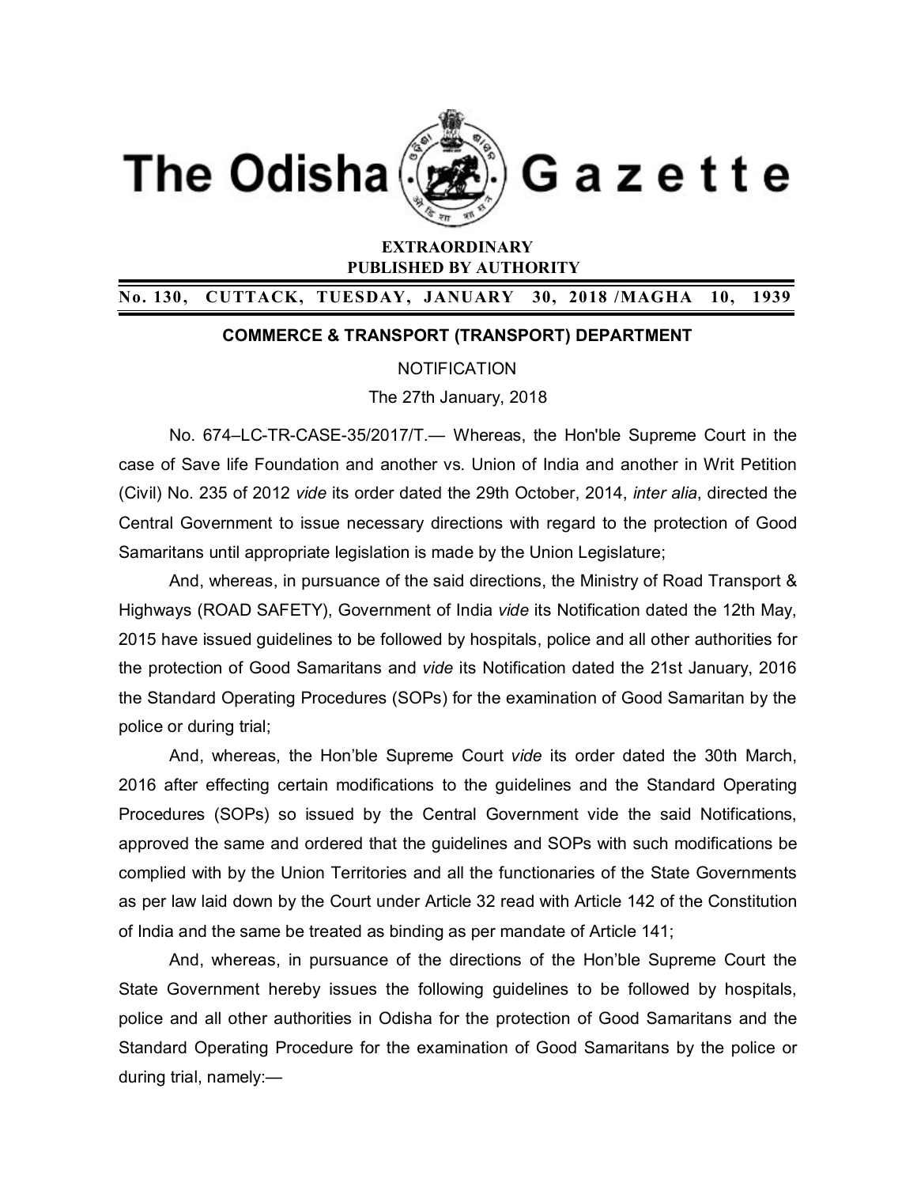# The Odisha Gazette

**EXTRAORDINARY**
**PUBLISHED BY AUTHORITY**

**No. 130, CUTTACK, TUESDAY, JANUARY 30, 2018 /MAGHA 10, 1939**

## COMMERCE & TRANSPORT (TRANSPORT) DEPARTMENT

NOTIFICATION

The 27th January, 2018

No. 674–LC-TR-CASE-35/2017/T.— Whereas, the Hon'ble Supreme Court in the case of Save life Foundation and another vs. Union of India and another in Writ Petition (Civil) No. 235 of 2012 *vide* its order dated the 29th October, 2014, *inter alia*, directed the Central Government to issue necessary directions with regard to the protection of Good Samaritans until appropriate legislation is made by the Union Legislature;

And, whereas, in pursuance of the said directions, the Ministry of Road Transport & Highways (ROAD SAFETY), Government of India *vide* its Notification dated the 12th May, 2015 have issued guidelines to be followed by hospitals, police and all other authorities for the protection of Good Samaritans and *vide* its Notification dated the 21st January, 2016 the Standard Operating Procedures (SOPs) for the examination of Good Samaritan by the police or during trial;

And, whereas, the Hon'ble Supreme Court *vide* its order dated the 30th March, 2016 after effecting certain modifications to the guidelines and the Standard Operating Procedures (SOPs) so issued by the Central Government vide the said Notifications, approved the same and ordered that the guidelines and SOPs with such modifications be complied with by the Union Territories and all the functionaries of the State Governments as per law laid down by the Court under Article 32 read with Article 142 of the Constitution of India and the same be treated as binding as per mandate of Article 141;

And, whereas, in pursuance of the directions of the Hon'ble Supreme Court the State Government hereby issues the following guidelines to be followed by hospitals, police and all other authorities in Odisha for the protection of Good Samaritans and the Standard Operating Procedure for the examination of Good Samaritans by the police or during trial, namely:—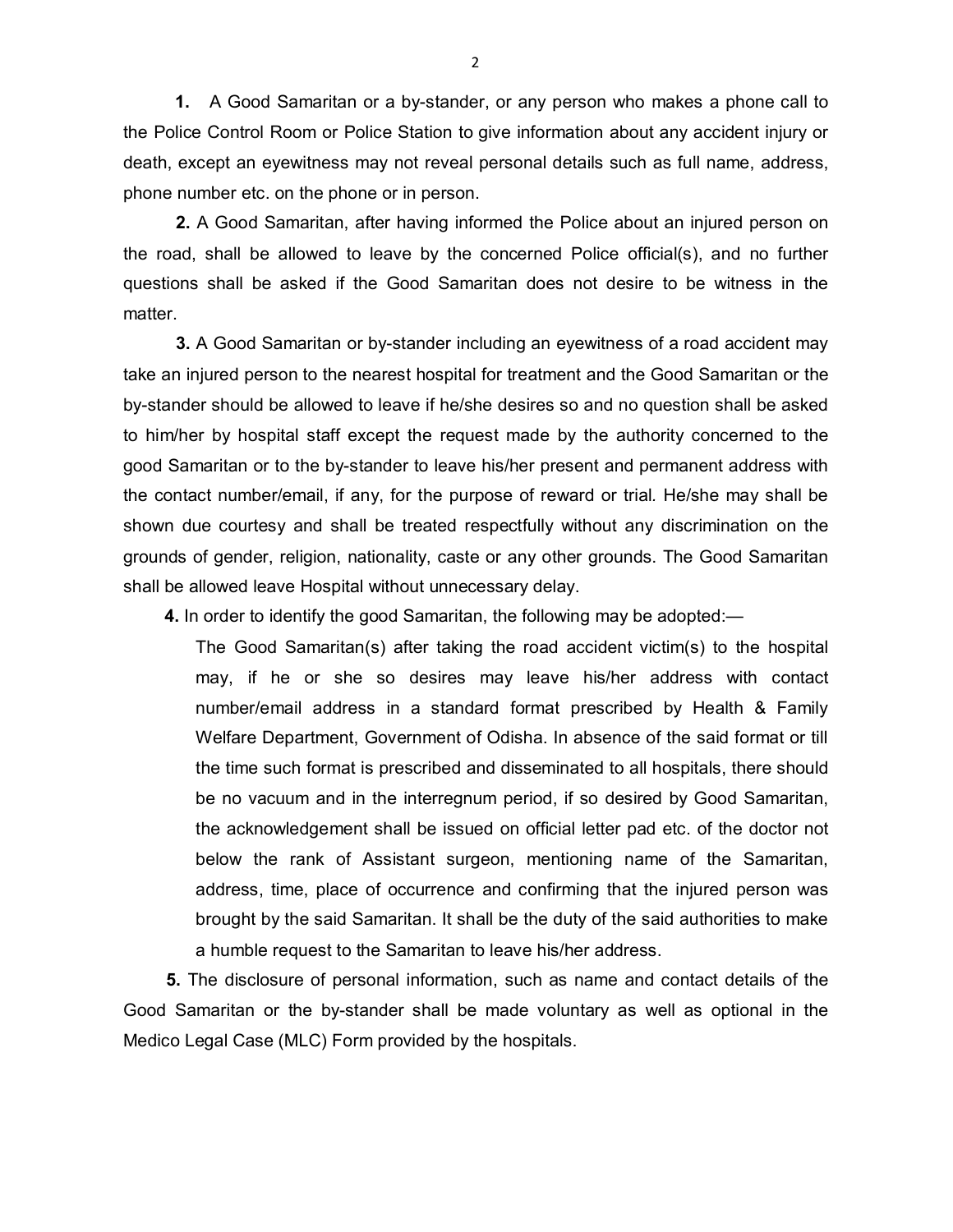**1.** A Good Samaritan or a by-stander, or any person who makes a phone call to the Police Control Room or Police Station to give information about any accident injury or death, except an eyewitness may not reveal personal details such as full name, address, phone number etc. on the phone or in person.

**2.** A Good Samaritan, after having informed the Police about an injured person on the road, shall be allowed to leave by the concerned Police official(s), and no further questions shall be asked if the Good Samaritan does not desire to be witness in the matter.

**3.** A Good Samaritan or by-stander including an eyewitness of a road accident may take an injured person to the nearest hospital for treatment and the Good Samaritan or the by-stander should be allowed to leave if he/she desires so and no question shall be asked to him/her by hospital staff except the request made by the authority concerned to the good Samaritan or to the by-stander to leave his/her present and permanent address with the contact number/email, if any, for the purpose of reward or trial. He/she may shall be shown due courtesy and shall be treated respectfully without any discrimination on the grounds of gender, religion, nationality, caste or any other grounds. The Good Samaritan shall be allowed leave Hospital without unnecessary delay.

**4.** In order to identify the good Samaritan, the following may be adopted:—

> The Good Samaritan(s) after taking the road accident victim(s) to the hospital may, if he or she so desires may leave his/her address with contact number/email address in a standard format prescribed by Health & Family Welfare Department, Government of Odisha. In absence of the said format or till the time such format is prescribed and disseminated to all hospitals, there should be no vacuum and in the interregnum period, if so desired by Good Samaritan, the acknowledgement shall be issued on official letter pad etc. of the doctor not below the rank of Assistant surgeon, mentioning name of the Samaritan, address, time, place of occurrence and confirming that the injured person was brought by the said Samaritan. It shall be the duty of the said authorities to make a humble request to the Samaritan to leave his/her address.

**5.** The disclosure of personal information, such as name and contact details of the Good Samaritan or the by-stander shall be made voluntary as well as optional in the Medico Legal Case (MLC) Form provided by the hospitals.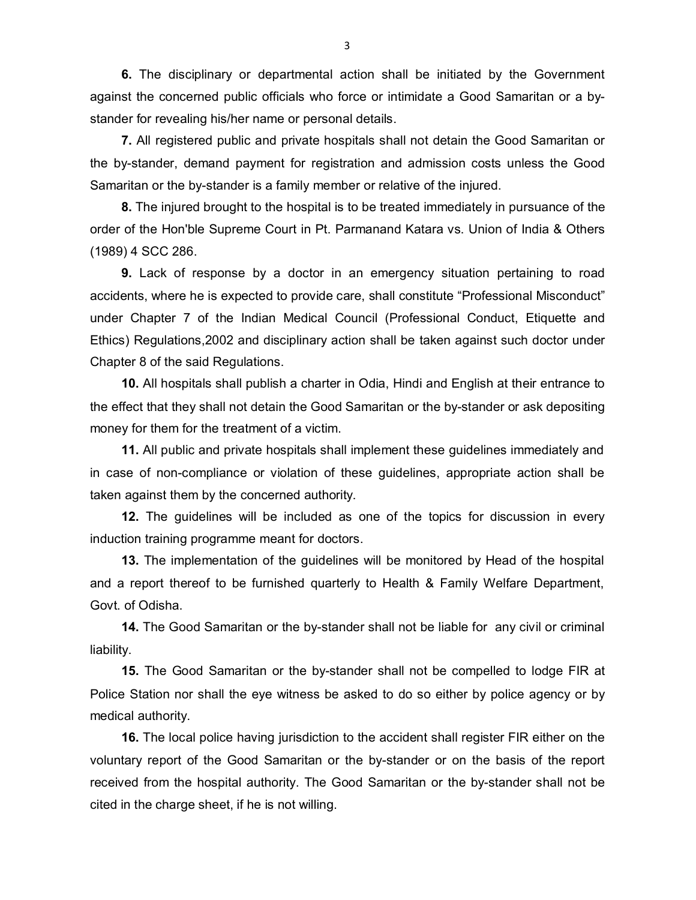**6.** The disciplinary or departmental action shall be initiated by the Government against the concerned public officials who force or intimidate a Good Samaritan or a by-stander for revealing his/her name or personal details.

**7.** All registered public and private hospitals shall not detain the Good Samaritan or the by-stander, demand payment for registration and admission costs unless the Good Samaritan or the by-stander is a family member or relative of the injured.

**8.** The injured brought to the hospital is to be treated immediately in pursuance of the order of the Hon'ble Supreme Court in Pt. Parmanand Katara vs. Union of India & Others (1989) 4 SCC 286.

**9.** Lack of response by a doctor in an emergency situation pertaining to road accidents, where he is expected to provide care, shall constitute "Professional Misconduct" under Chapter 7 of the Indian Medical Council (Professional Conduct, Etiquette and Ethics) Regulations,2002 and disciplinary action shall be taken against such doctor under Chapter 8 of the said Regulations.

**10.** All hospitals shall publish a charter in Odia, Hindi and English at their entrance to the effect that they shall not detain the Good Samaritan or the by-stander or ask depositing money for them for the treatment of a victim.

**11.** All public and private hospitals shall implement these guidelines immediately and in case of non-compliance or violation of these guidelines, appropriate action shall be taken against them by the concerned authority.

**12.** The guidelines will be included as one of the topics for discussion in every induction training programme meant for doctors.

**13.** The implementation of the guidelines will be monitored by Head of the hospital and a report thereof to be furnished quarterly to Health & Family Welfare Department, Govt. of Odisha.

**14.** The Good Samaritan or the by-stander shall not be liable for any civil or criminal liability.

**15.** The Good Samaritan or the by-stander shall not be compelled to lodge FIR at Police Station nor shall the eye witness be asked to do so either by police agency or by medical authority.

**16.** The local police having jurisdiction to the accident shall register FIR either on the voluntary report of the Good Samaritan or the by-stander or on the basis of the report received from the hospital authority. The Good Samaritan or the by-stander shall not be cited in the charge sheet, if he is not willing.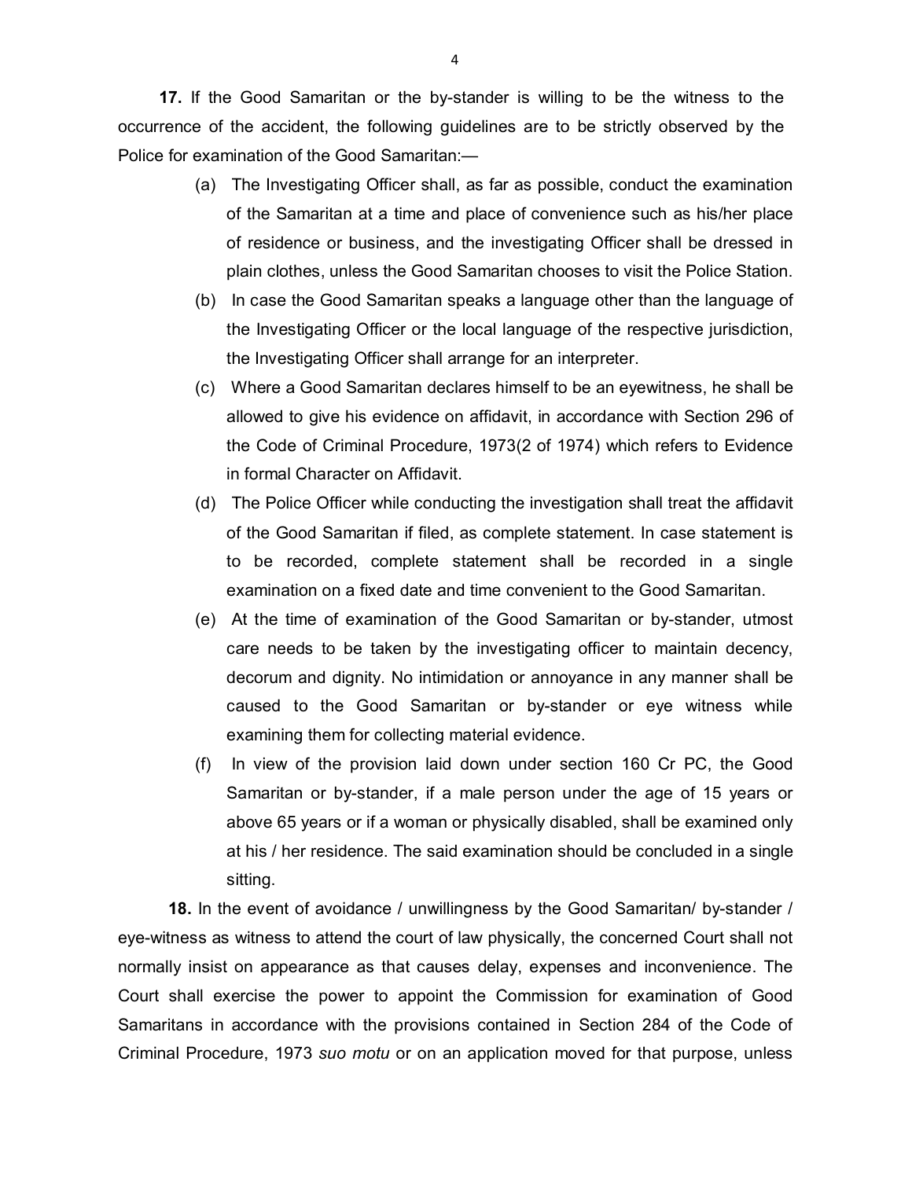**17.** If the Good Samaritan or the by-stander is willing to be the witness to the occurrence of the accident, the following guidelines are to be strictly observed by the Police for examination of the Good Samaritan:—

(a) The Investigating Officer shall, as far as possible, conduct the examination of the Samaritan at a time and place of convenience such as his/her place of residence or business, and the investigating Officer shall be dressed in plain clothes, unless the Good Samaritan chooses to visit the Police Station.

(b) In case the Good Samaritan speaks a language other than the language of the Investigating Officer or the local language of the respective jurisdiction, the Investigating Officer shall arrange for an interpreter.

(c) Where a Good Samaritan declares himself to be an eyewitness, he shall be allowed to give his evidence on affidavit, in accordance with Section 296 of the Code of Criminal Procedure, 1973(2 of 1974) which refers to Evidence in formal Character on Affidavit.

(d) The Police Officer while conducting the investigation shall treat the affidavit of the Good Samaritan if filed, as complete statement. In case statement is to be recorded, complete statement shall be recorded in a single examination on a fixed date and time convenient to the Good Samaritan.

(e) At the time of examination of the Good Samaritan or by-stander, utmost care needs to be taken by the investigating officer to maintain decency, decorum and dignity. No intimidation or annoyance in any manner shall be caused to the Good Samaritan or by-stander or eye witness while examining them for collecting material evidence.

(f) In view of the provision laid down under section 160 Cr PC, the Good Samaritan or by-stander, if a male person under the age of 15 years or above 65 years or if a woman or physically disabled, shall be examined only at his / her residence. The said examination should be concluded in a single sitting.

**18.** In the event of avoidance / unwillingness by the Good Samaritan/ by-stander / eye-witness as witness to attend the court of law physically, the concerned Court shall not normally insist on appearance as that causes delay, expenses and inconvenience. The Court shall exercise the power to appoint the Commission for examination of Good Samaritans in accordance with the provisions contained in Section 284 of the Code of Criminal Procedure, 1973 *suo motu* or on an application moved for that purpose, unless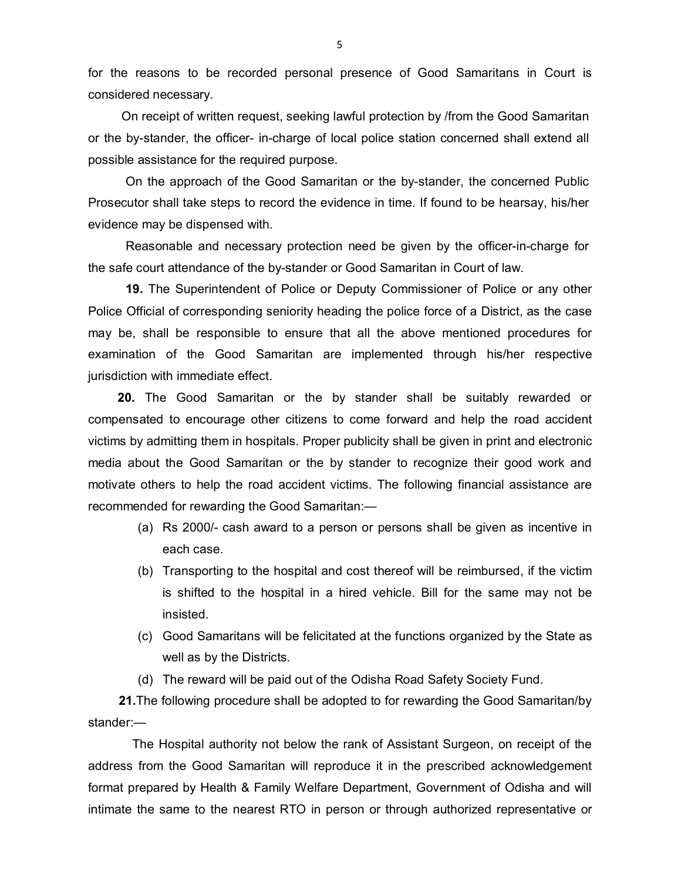for the reasons to be recorded personal presence of Good Samaritans in Court is considered necessary.

On receipt of written request, seeking lawful protection by /from the Good Samaritan or the by-stander, the officer- in-charge of local police station concerned shall extend all possible assistance for the required purpose.

On the approach of the Good Samaritan or the by-stander, the concerned Public Prosecutor shall take steps to record the evidence in time. If found to be hearsay, his/her evidence may be dispensed with.

Reasonable and necessary protection need be given by the officer-in-charge for the safe court attendance of the by-stander or Good Samaritan in Court of law.

**19.** The Superintendent of Police or Deputy Commissioner of Police or any other Police Official of corresponding seniority heading the police force of a District, as the case may be, shall be responsible to ensure that all the above mentioned procedures for examination of the Good Samaritan are implemented through his/her respective jurisdiction with immediate effect.

**20.** The Good Samaritan or the by stander shall be suitably rewarded or compensated to encourage other citizens to come forward and help the road accident victims by admitting them in hospitals. Proper publicity shall be given in print and electronic media about the Good Samaritan or the by stander to recognize their good work and motivate others to help the road accident victims. The following financial assistance are recommended for rewarding the Good Samaritan:—

(a) Rs 2000/- cash award to a person or persons shall be given as incentive in each case.

(b) Transporting to the hospital and cost thereof will be reimbursed, if the victim is shifted to the hospital in a hired vehicle. Bill for the same may not be insisted.

(c) Good Samaritans will be felicitated at the functions organized by the State as well as by the Districts.

(d) The reward will be paid out of the Odisha Road Safety Society Fund.

**21.**The following procedure shall be adopted to for rewarding the Good Samaritan/by stander:—

The Hospital authority not below the rank of Assistant Surgeon, on receipt of the address from the Good Samaritan will reproduce it in the prescribed acknowledgement format prepared by Health & Family Welfare Department, Government of Odisha and will intimate the same to the nearest RTO in person or through authorized representative or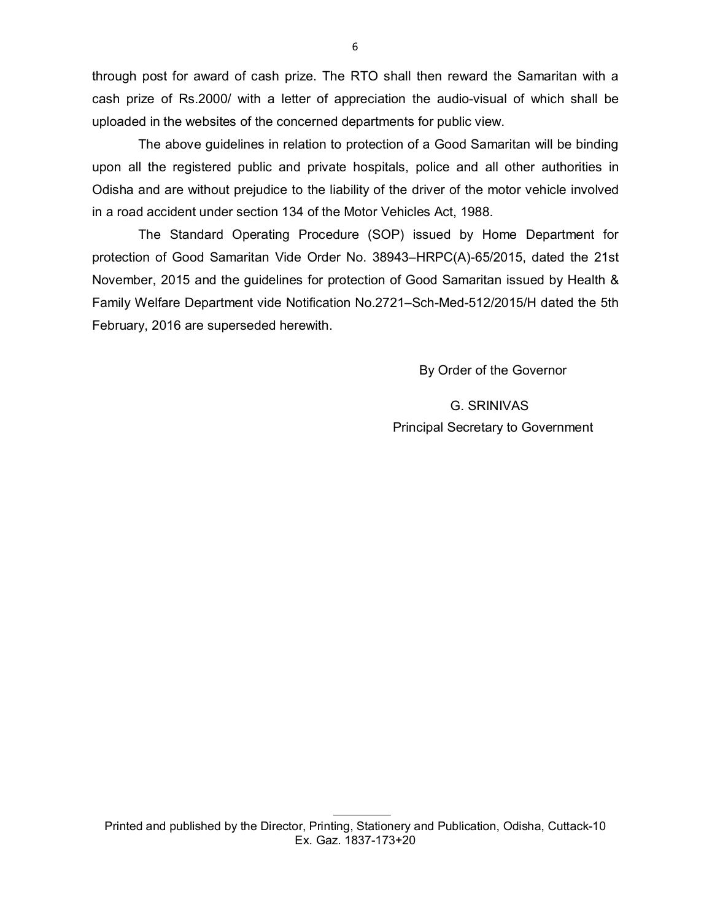through post for award of cash prize. The RTO shall then reward the Samaritan with a cash prize of Rs.2000/ with a letter of appreciation the audio-visual of which shall be uploaded in the websites of the concerned departments for public view.

The above guidelines in relation to protection of a Good Samaritan will be binding upon all the registered public and private hospitals, police and all other authorities in Odisha and are without prejudice to the liability of the driver of the motor vehicle involved in a road accident under section 134 of the Motor Vehicles Act, 1988.

The Standard Operating Procedure (SOP) issued by Home Department for protection of Good Samaritan Vide Order No. 38943–HRPC(A)-65/2015, dated the 21st November, 2015 and the guidelines for protection of Good Samaritan issued by Health & Family Welfare Department vide Notification No.2721–Sch-Med-512/2015/H dated the 5th February, 2016 are superseded herewith.

By Order of the Governor

G. SRINIVAS
Principal Secretary to Government

Printed and published by the Director, Printing, Stationery and Publication, Odisha, Cuttack-10
Ex. Gaz. 1837-173+20